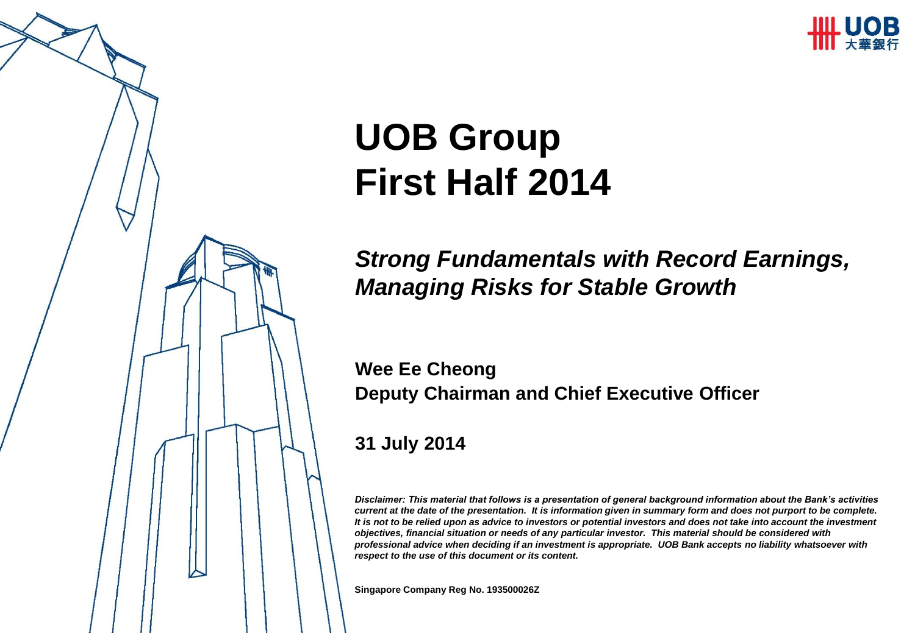# UOB Group
# First Half 2014

***Strong Fundamentals with Record Earnings, Managing Risks for Stable Growth***

**Wee Ee Cheong**
**Deputy Chairman and Chief Executive Officer**

**31 July 2014**

***Disclaimer: This material that follows is a presentation of general background information about the Bank's activities current at the date of the presentation. It is information given in summary form and does not purport to be complete. It is not to be relied upon as advice to investors or potential investors and does not take into account the investment objectives, financial situation or needs of any particular investor. This material should be considered with professional advice when deciding if an investment is appropriate. UOB Bank accepts no liability whatsoever with respect to the use of this document or its content.***

**Singapore Company Reg No. 193500026Z**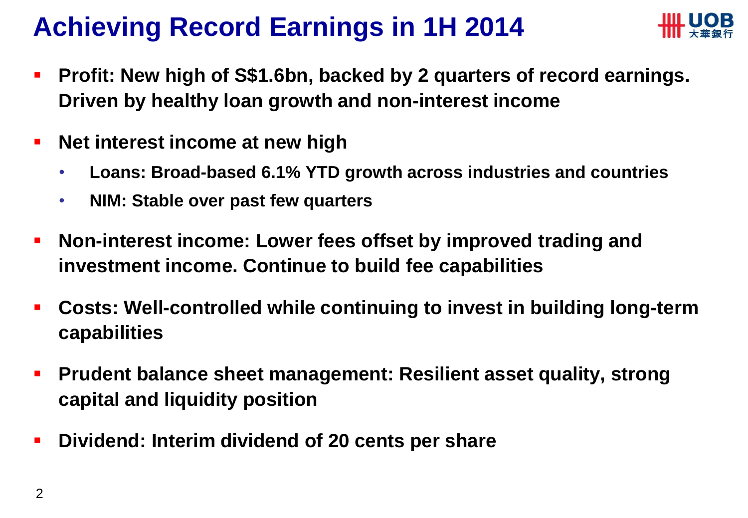# Achieving Record Earnings in 1H 2014

- **Profit: New high of S$1.6bn, backed by 2 quarters of record earnings. Driven by healthy loan growth and non-interest income**
- **Net interest income at new high**
  - **Loans: Broad-based 6.1% YTD growth across industries and countries**
  - **NIM: Stable over past few quarters**
- **Non-interest income: Lower fees offset by improved trading and investment income. Continue to build fee capabilities**
- **Costs: Well-controlled while continuing to invest in building long-term capabilities**
- **Prudent balance sheet management: Resilient asset quality, strong capital and liquidity position**
- **Dividend: Interim dividend of 20 cents per share**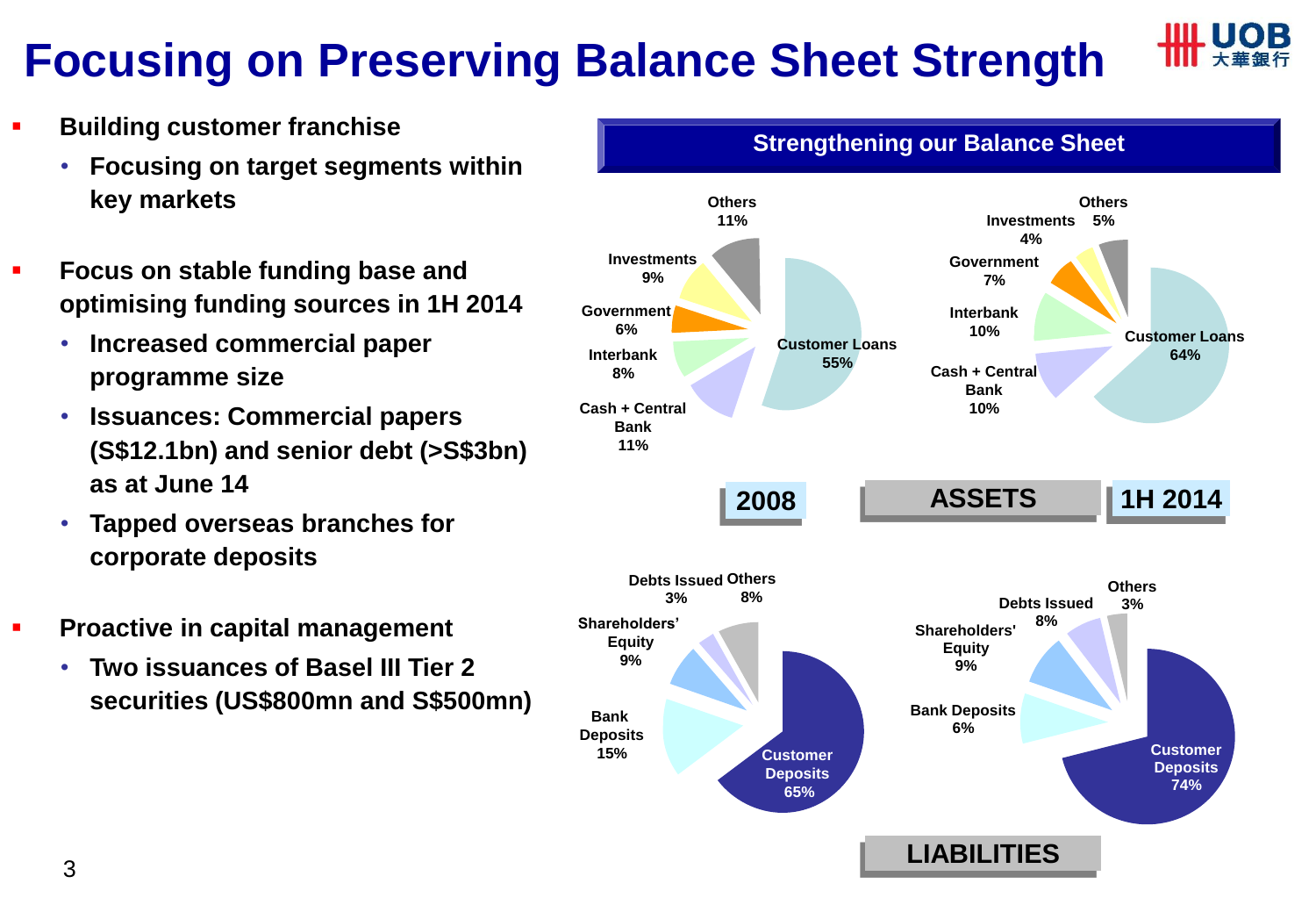# Focusing on Preserving Balance Sheet Strength

- **Building customer franchise**
  - **Focusing on target segments within key markets**
- **Focus on stable funding base and optimising funding sources in 1H 2014**
  - **Increased commercial paper programme size**
  - **Issuances: Commercial papers (S$12.1bn) and senior debt (>S$3bn) as at June 14**
  - **Tapped overseas branches for corporate deposits**
- **Proactive in capital management**
  - **Two issuances of Basel III Tier 2 securities (US$800mn and S$500mn)**

## Strengthening our Balance Sheet

### ASSETS

| | 2008 | 1H 2014 |
|---|---|---|
| Customer Loans | 55% | 64% |
| Cash + Central Bank | 11% | 10% |
| Interbank | 8% | 10% |
| Government | 6% | 7% |
| Investments | 9% | 4% |
| Others | 11% | 5% |

### LIABILITIES

| | 2008 | 1H 2014 |
|---|---|---|
| Customer Deposits | 65% | 74% |
| Bank Deposits | 15% | 6% |
| Shareholders' Equity | 9% | 9% |
| Debts Issued | 3% | 8% |
| Others | 8% | 3% |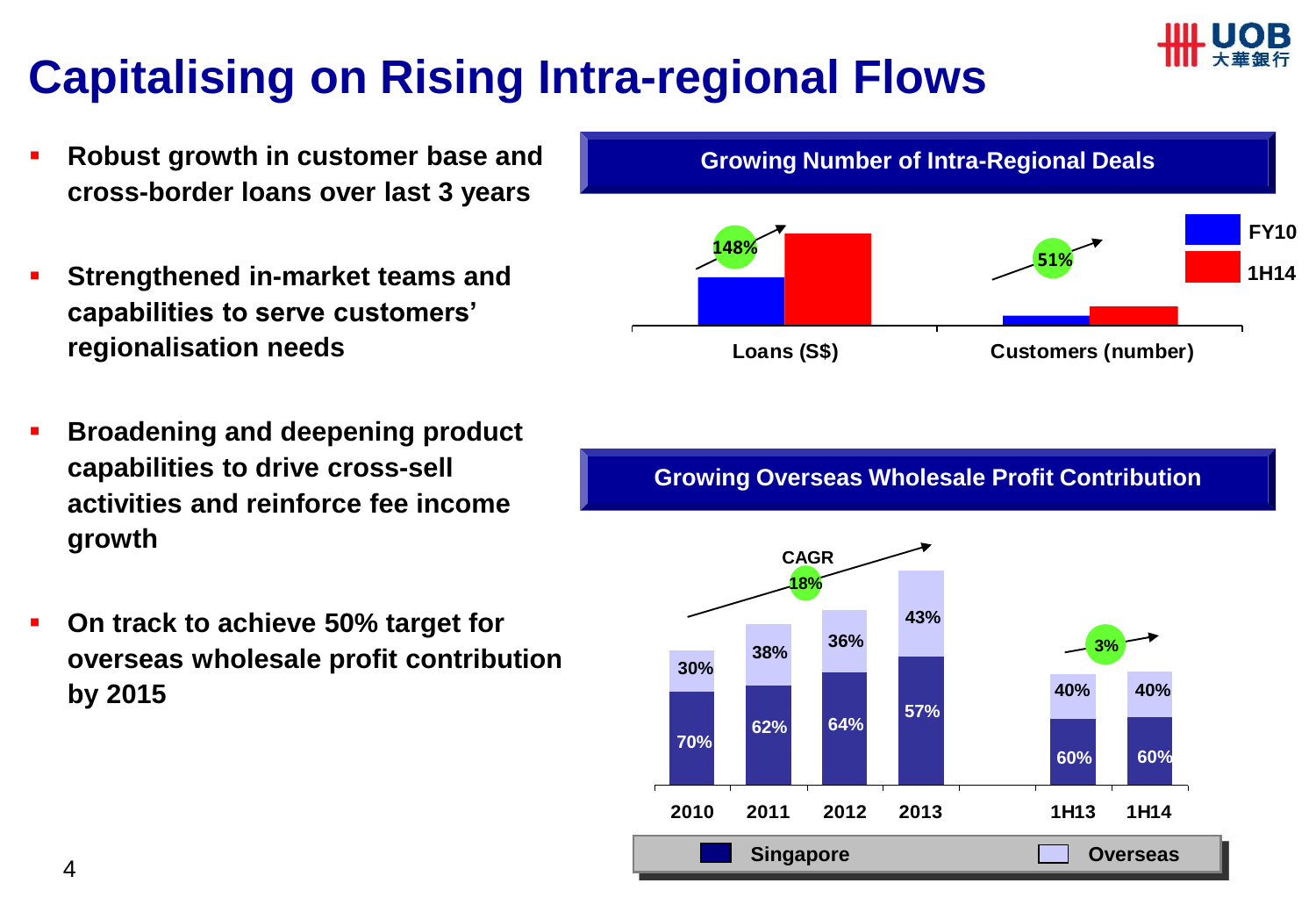# Capitalising on Rising Intra-regional Flows

- **Robust growth in customer base and cross-border loans over last 3 years**
- **Strengthened in-market teams and capabilities to serve customers' regionalisation needs**
- **Broadening and deepening product capabilities to drive cross-sell activities and reinforce fee income growth**
- **On track to achieve 50% target for overseas wholesale profit contribution by 2015**

## Growing Number of Intra-Regional Deals

| | FY10 → 1H14 growth |
|---|---|
| Loans (S$) | 148% |
| Customers (number) | 51% |

## Growing Overseas Wholesale Profit Contribution

| | 2010 | 2011 | 2012 | 2013 | 1H13 | 1H14 |
|---|---|---|---|---|---|---|
| Singapore | 70% | 62% | 64% | 57% | 60% | 60% |
| Overseas | 30% | 38% | 36% | 43% | 40% | 40% |

CAGR 18% (2010–2013); 3% (1H13–1H14)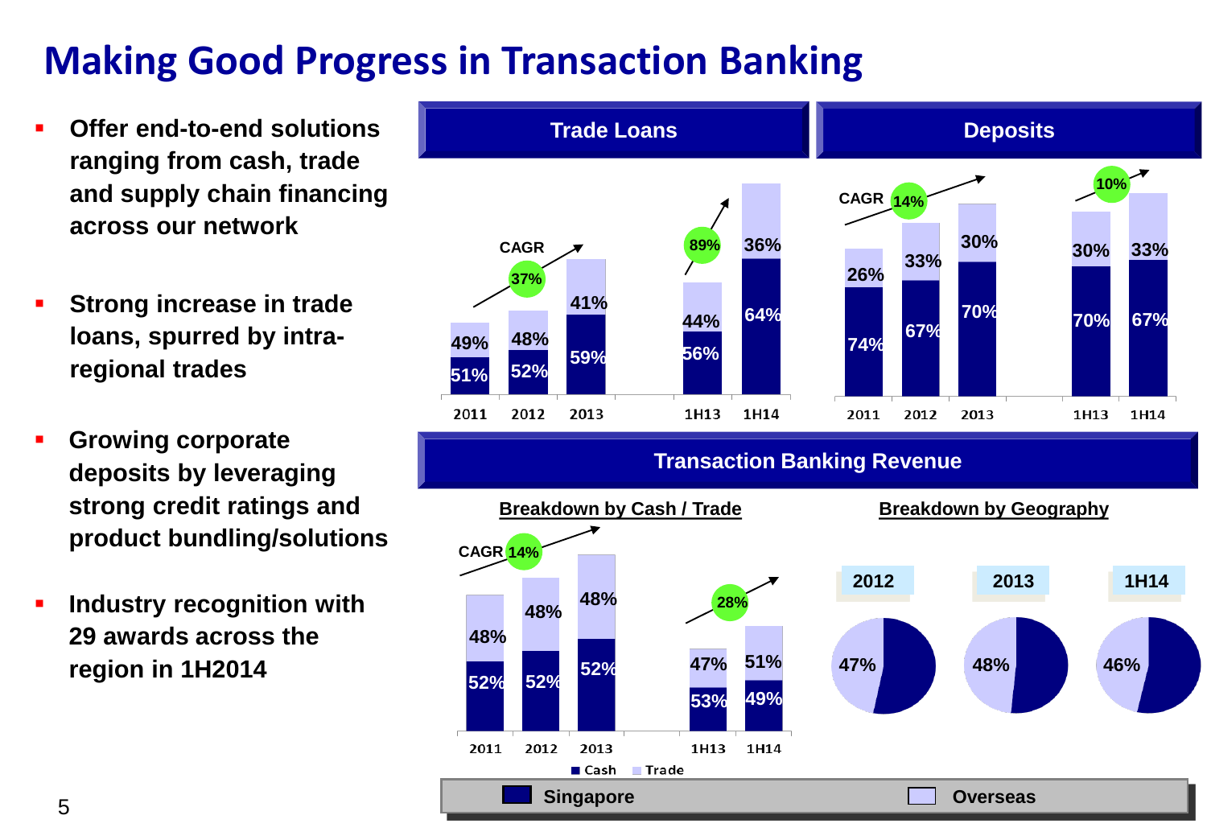# Making Good Progress in Transaction Banking

- **Offer end-to-end solutions ranging from cash, trade and supply chain financing across our network**
- **Strong increase in trade loans, spurred by intra-regional trades**
- **Growing corporate deposits by leveraging strong credit ratings and product bundling/solutions**
- **Industry recognition with 29 awards across the region in 1H2014**

## Trade Loans

CAGR 37% (2011–2013); 89% (1H13–1H14)

| | 2011 | 2012 | 2013 | 1H13 | 1H14 |
|---|---|---|---|---|---|
| Singapore | 51% | 52% | 59% | 56% | 64% |
| Overseas | 49% | 48% | 41% | 44% | 36% |

## Deposits

CAGR 14% (2011–2013); 10% (1H13–1H14)

| | 2011 | 2012 | 2013 | 1H13 | 1H14 |
|---|---|---|---|---|---|
| Singapore | 74% | 67% | 70% | 70% | 67% |
| Overseas | 26% | 33% | 30% | 30% | 33% |

## Transaction Banking Revenue

### Breakdown by Cash / Trade

CAGR 14% (2011–2013); 28% (1H13–1H14)

| | 2011 | 2012 | 2013 | 1H13 | 1H14 |
|---|---|---|---|---|---|
| Cash | 52% | 52% | 52% | 53% | 49% |
| Trade | 48% | 48% | 48% | 47% | 51% |

### Breakdown by Geography

| | 2012 | 2013 | 1H14 |
|---|---|---|---|
| Overseas | 47% | 48% | 46% |

■ Singapore □ Overseas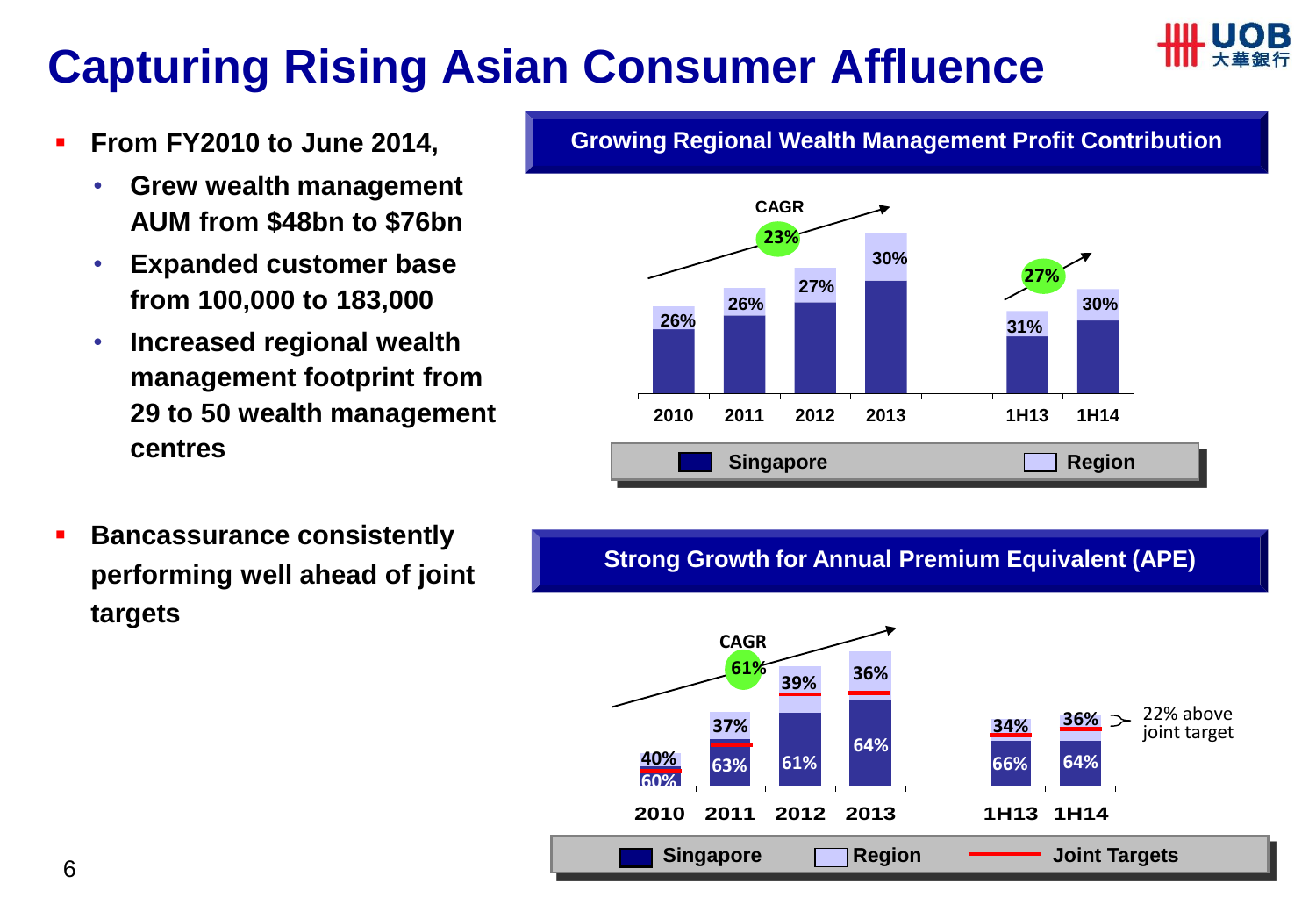# Capturing Rising Asian Consumer Affluence

- **From FY2010 to June 2014,**
  - **Grew wealth management AUM from $48bn to $76bn**
  - **Expanded customer base from 100,000 to 183,000**
  - **Increased regional wealth management footprint from 29 to 50 wealth management centres**

- **Bancassurance consistently performing well ahead of joint targets**

## Growing Regional Wealth Management Profit Contribution

CAGR 23% (2010–2013); 27% (1H13–1H14)

| | 2010 | 2011 | 2012 | 2013 | 1H13 | 1H14 |
|---|---|---|---|---|---|---|
| Region | 26% | 26% | 27% | 30% | 31% | 30% |

Legend: Singapore, Region

## Strong Growth for Annual Premium Equivalent (APE)

CAGR 61%

| | 2010 | 2011 | 2012 | 2013 | 1H13 | 1H14 |
|---|---|---|---|---|---|---|
| Region | 40% | 37% | 39% | 36% | 34% | 36% |
| Singapore | 60% | 63% | 61% | 64% | 66% | 64% |

1H14: 22% above joint target

Legend: Singapore, Region, Joint Targets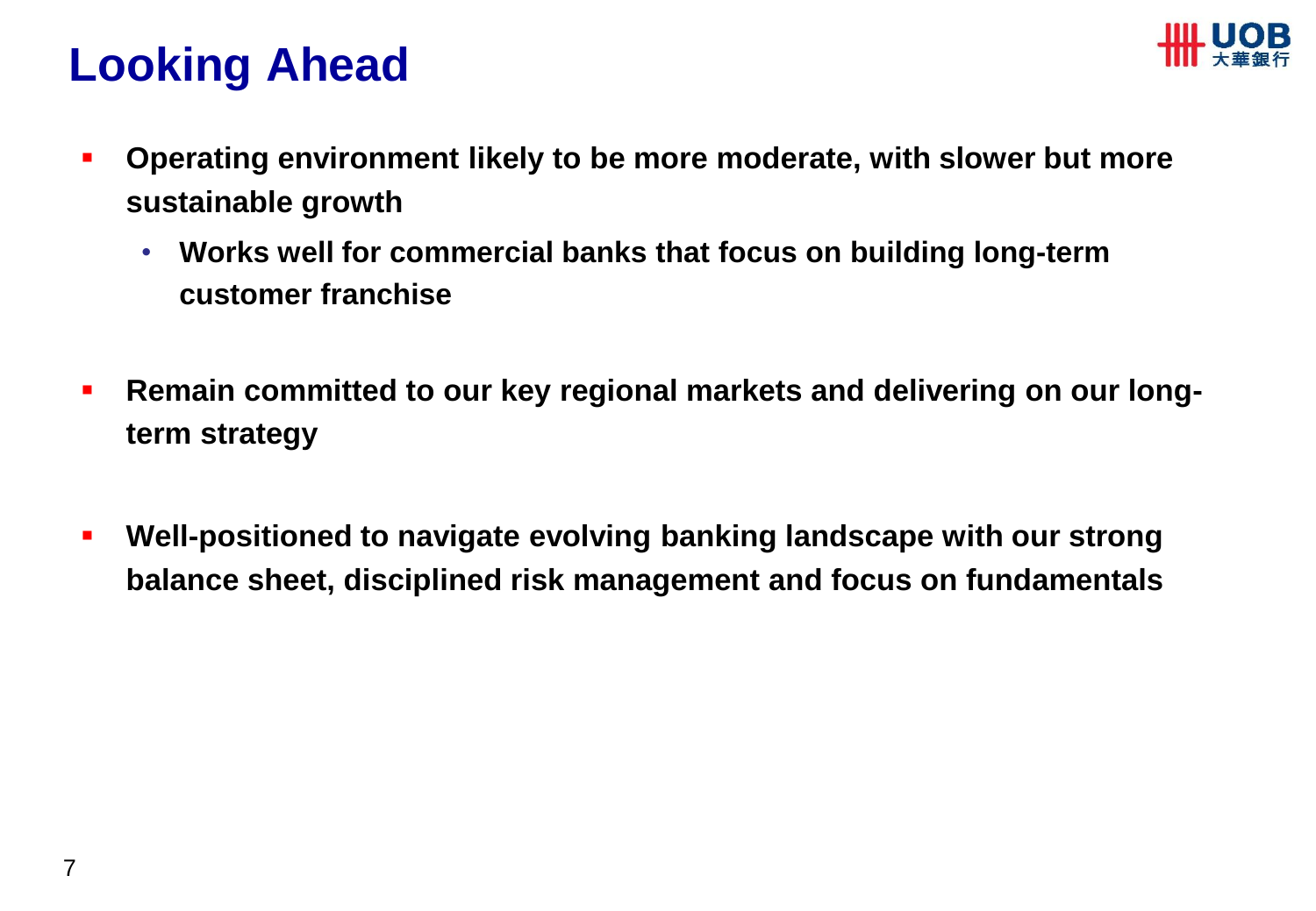# Looking Ahead

- **Operating environment likely to be more moderate, with slower but more sustainable growth**
  - **Works well for commercial banks that focus on building long-term customer franchise**

- **Remain committed to our key regional markets and delivering on our long-term strategy**

- **Well-positioned to navigate evolving banking landscape with our strong balance sheet, disciplined risk management and focus on fundamentals**